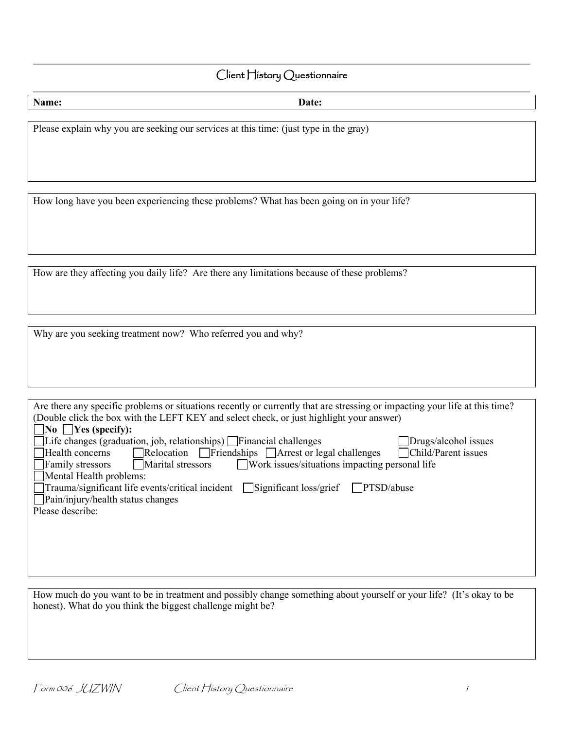# Client History Questionnaire

**Name:** **Date:**

Please explain why you are seeking our services at this time: (just type in the gray)

How long have you been experiencing these problems? What has been going on in your life?

How are they affecting you daily life? Are there any limitations because of these problems?

Why are you seeking treatment now? Who referred you and why?

Are there any specific problems or situations recently or currently that are stressing or impacting your life at this time? (Double click the box with the LEFT KEY and select check, or just highlight your answer)

☐ **No** ☐ **Yes (specify):**

☐ Life changes (graduation, job, relationships) ☐ Financial challenges ☐ Drugs/alcohol issues
☐ Health concerns ☐ Relocation ☐ Friendships ☐ Arrest or legal challenges ☐ Child/Parent issues
☐ Family stressors ☐ Marital stressors ☐ Work issues/situations impacting personal life
☐ Mental Health problems:
☐ Trauma/significant life events/critical incident ☐ Significant loss/grief ☐ PTSD/abuse
☐ Pain/injury/health status changes

Please describe:

How much do you want to be in treatment and possibly change something about yourself or your life? (It's okay to be honest). What do you think the biggest challenge might be?

*Form 006 JUZWIN*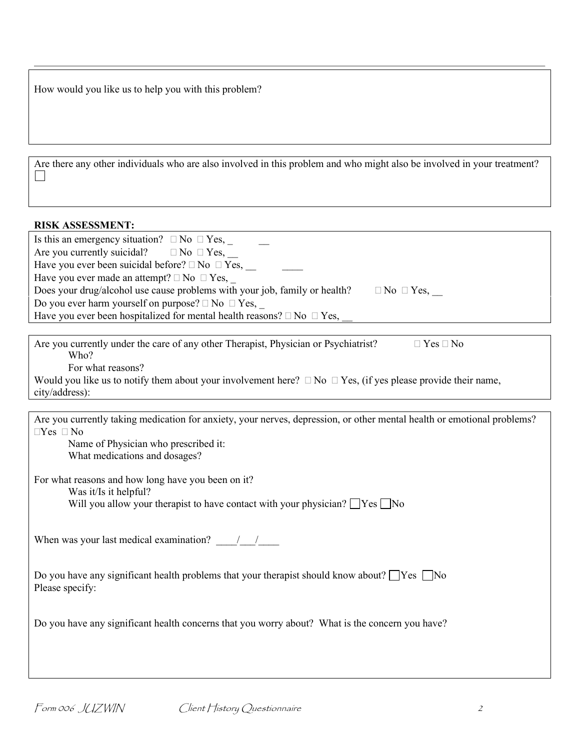How would you like us to help you with this problem?

Are there any other individuals who are also involved in this problem and who might also be involved in your treatment?
☐

**RISK ASSESSMENT:**

Is this an emergency situation? ☐ No ☐ Yes, _ __
Are you currently suicidal? ☐ No ☐ Yes, __
Have you ever been suicidal before? ☐ No ☐ Yes, __ ____
Have you ever made an attempt? ☐ No ☐ Yes, _
Does your drug/alcohol use cause problems with your job, family or health? ☐ No ☐ Yes, __
Do you ever harm yourself on purpose? ☐ No ☐ Yes, _
Have you ever been hospitalized for mental health reasons? ☐ No ☐ Yes, __

Are you currently under the care of any other Therapist, Physician or Psychiatrist? ☐ Yes ☐ No
Who?
For what reasons?
Would you like us to notify them about your involvement here? ☐ No ☐ Yes, (if yes please provide their name, city/address):

Are you currently taking medication for anxiety, your nerves, depression, or other mental health or emotional problems?
☐Yes ☐ No
Name of Physician who prescribed it:
What medications and dosages?

For what reasons and how long have you been on it?
Was it/Is it helpful?
Will you allow your therapist to have contact with your physician? ☐Yes ☐No

When was your last medical examination? ____/___/____

Do you have any significant health problems that your therapist should know about? ☐Yes ☐No
Please specify:

Do you have any significant health concerns that you worry about? What is the concern you have?

*Form 006 JUZWIN* *Client History Questionnaire*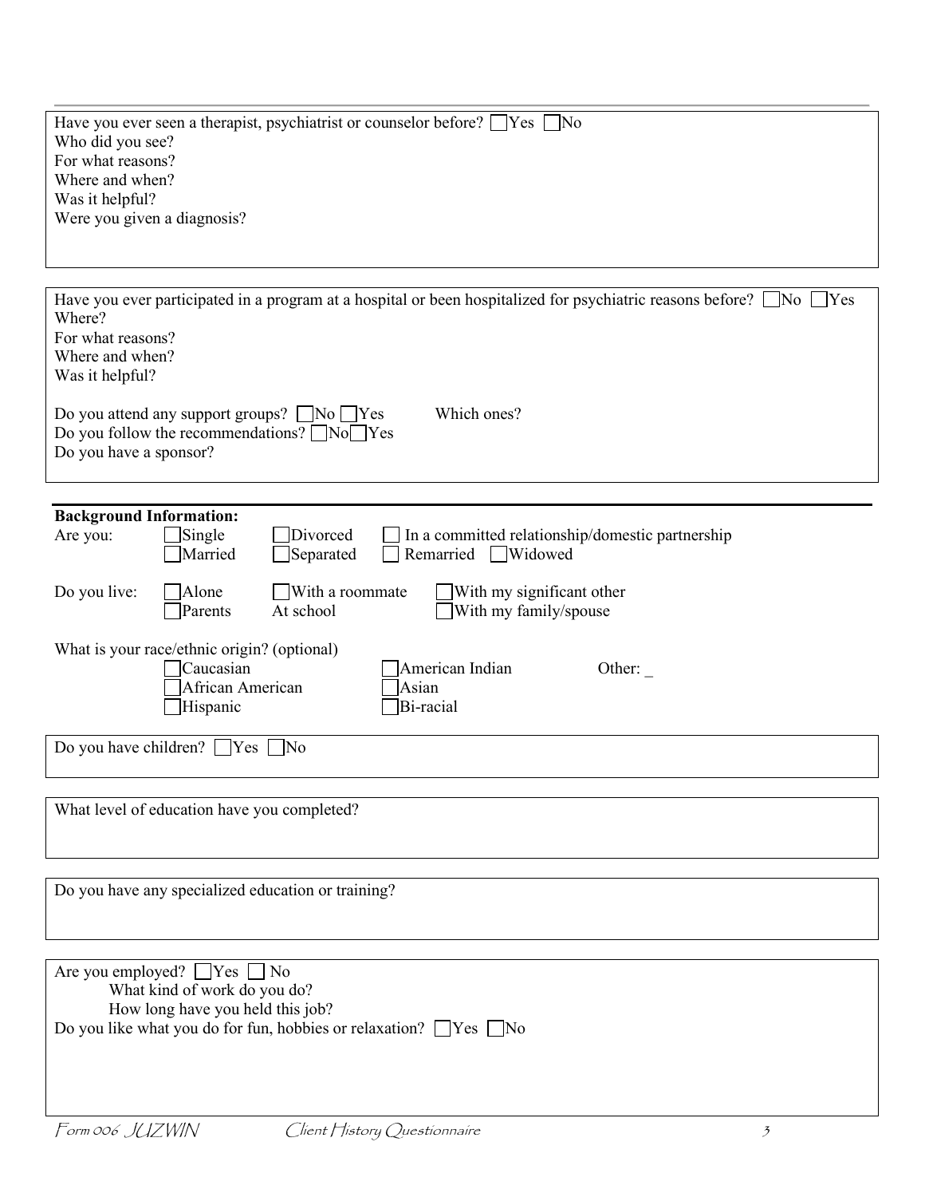Have you ever seen a therapist, psychiatrist or counselor before? ☐ Yes ☐ No
Who did you see?
For what reasons?
Where and when?
Was it helpful?
Were you given a diagnosis?

Have you ever participated in a program at a hospital or been hospitalized for psychiatric reasons before? ☐ No ☐ Yes
Where?
For what reasons?
Where and when?
Was it helpful?

Do you attend any support groups? ☐ No ☐ Yes Which ones?
Do you follow the recommendations? ☐ No ☐ Yes
Do you have a sponsor?

**Background Information:**

Are you: ☐ Single ☐ Divorced ☐ In a committed relationship/domestic partnership
☐ Married ☐ Separated ☐ Remarried ☐ Widowed

Do you live: ☐ Alone ☐ With a roommate ☐ With my significant other
☐ Parents At school ☐ With my family/spouse

What is your race/ethnic origin? (optional)
☐ Caucasian ☐ American Indian Other: _
☐ African American ☐ Asian
☐ Hispanic ☐ Bi-racial

Do you have children? ☐ Yes ☐ No

What level of education have you completed?

Do you have any specialized education or training?

Are you employed? ☐ Yes ☐ No
What kind of work do you do?
How long have you held this job?
Do you like what you do for fun, hobbies or relaxation? ☐ Yes ☐ No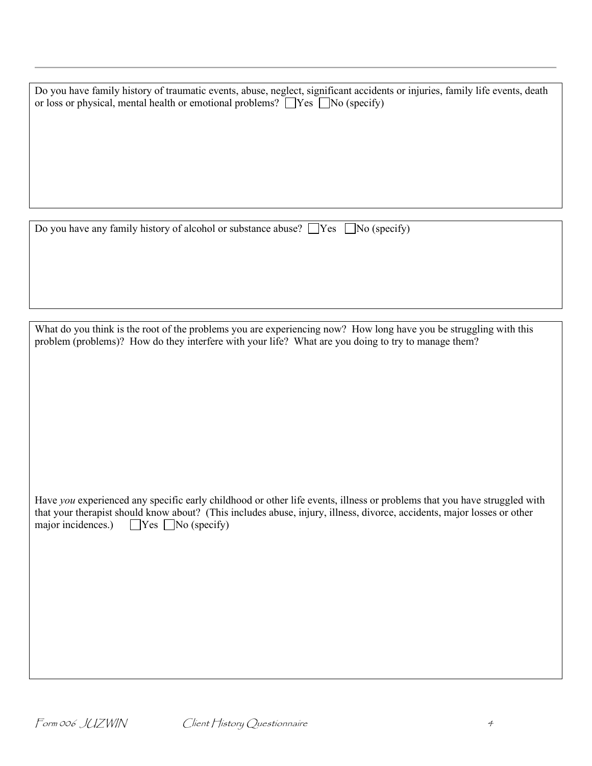Do you have family history of traumatic events, abuse, neglect, significant accidents or injuries, family life events, death or loss or physical, mental health or emotional problems? ☐ Yes ☐ No (specify)

Do you have any family history of alcohol or substance abuse? ☐ Yes ☐ No (specify)

What do you think is the root of the problems you are experiencing now? How long have you be struggling with this problem (problems)? How do they interfere with your life? What are you doing to try to manage them?

Have *you* experienced any specific early childhood or other life events, illness or problems that you have struggled with that your therapist should know about? (This includes abuse, injury, illness, divorce, accidents, major losses or other major incidences.) ☐ Yes ☐ No (specify)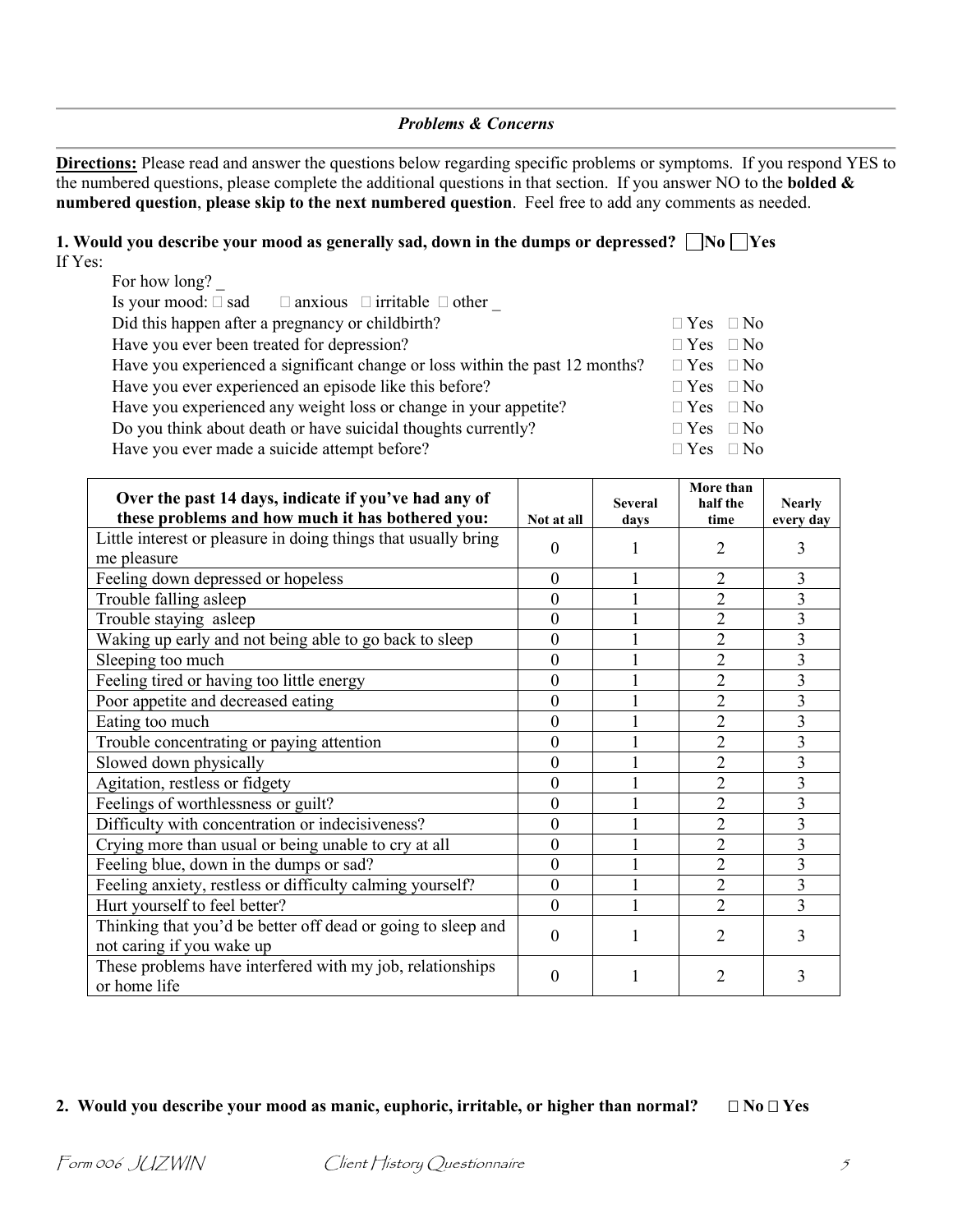### *Problems & Concerns*

**Directions:** Please read and answer the questions below regarding specific problems or symptoms. If you respond YES to the numbered questions, please complete the additional questions in that section. If you answer NO to the **bolded & numbered question**, **please skip to the next numbered question**. Feel free to add any comments as needed.

**1. Would you describe your mood as generally sad, down in the dumps or depressed? ☐ No ☐ Yes**

If Yes:

For how long? _

Is your mood: ☐ sad ☐ anxious ☐ irritable ☐ other _

Did this happen after a pregnancy or childbirth? ☐ Yes ☐ No

Have you ever been treated for depression? ☐ Yes ☐ No

Have you experienced a significant change or loss within the past 12 months? ☐ Yes ☐ No

Have you ever experienced an episode like this before? ☐ Yes ☐ No

Have you experienced any weight loss or change in your appetite? ☐ Yes ☐ No

Do you think about death or have suicidal thoughts currently? ☐ Yes ☐ No

Have you ever made a suicide attempt before? ☐ Yes ☐ No

| Over the past 14 days, indicate if you've had any of these problems and how much it has bothered you: | Not at all | Several days | More than half the time | Nearly every day |
|---|---|---|---|---|
| Little interest or pleasure in doing things that usually bring me pleasure | 0 | 1 | 2 | 3 |
| Feeling down depressed or hopeless | 0 | 1 | 2 | 3 |
| Trouble falling asleep | 0 | 1 | 2 | 3 |
| Trouble staying asleep | 0 | 1 | 2 | 3 |
| Waking up early and not being able to go back to sleep | 0 | 1 | 2 | 3 |
| Sleeping too much | 0 | 1 | 2 | 3 |
| Feeling tired or having too little energy | 0 | 1 | 2 | 3 |
| Poor appetite and decreased eating | 0 | 1 | 2 | 3 |
| Eating too much | 0 | 1 | 2 | 3 |
| Trouble concentrating or paying attention | 0 | 1 | 2 | 3 |
| Slowed down physically | 0 | 1 | 2 | 3 |
| Agitation, restless or fidgety | 0 | 1 | 2 | 3 |
| Feelings of worthlessness or guilt? | 0 | 1 | 2 | 3 |
| Difficulty with concentration or indecisiveness? | 0 | 1 | 2 | 3 |
| Crying more than usual or being unable to cry at all | 0 | 1 | 2 | 3 |
| Feeling blue, down in the dumps or sad? | 0 | 1 | 2 | 3 |
| Feeling anxiety, restless or difficulty calming yourself? | 0 | 1 | 2 | 3 |
| Hurt yourself to feel better? | 0 | 1 | 2 | 3 |
| Thinking that you'd be better off dead or going to sleep and not caring if you wake up | 0 | 1 | 2 | 3 |
| These problems have interfered with my job, relationships or home life | 0 | 1 | 2 | 3 |

**2. Would you describe your mood as manic, euphoric, irritable, or higher than normal? ☐ No ☐ Yes**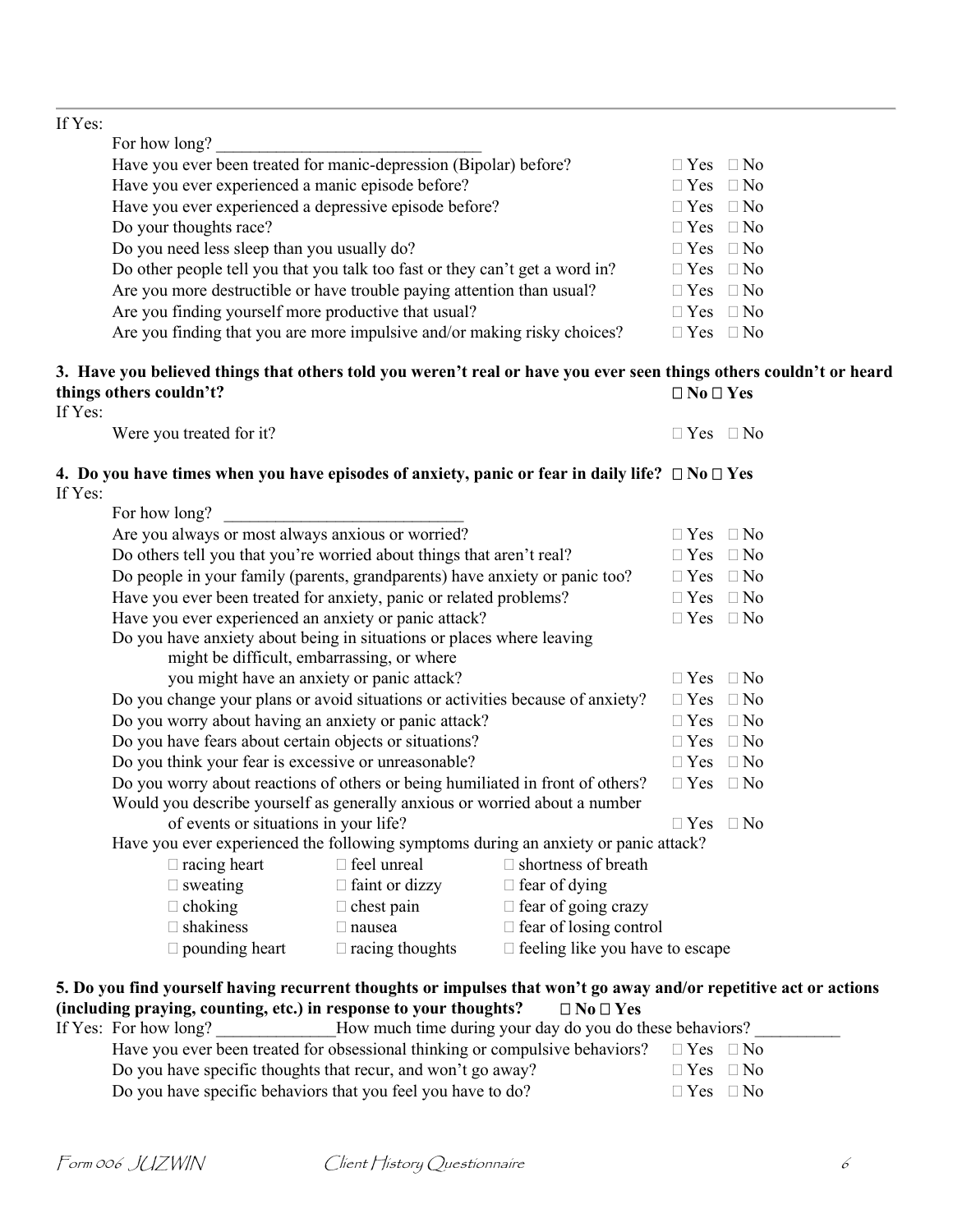If Yes:

For how long? ______________________________

| | |
|---|---|
| Have you ever been treated for manic-depression (Bipolar) before? | □ Yes □ No |
| Have you ever experienced a manic episode before? | □ Yes □ No |
| Have you ever experienced a depressive episode before? | □ Yes □ No |
| Do your thoughts race? | □ Yes □ No |
| Do you need less sleep than you usually do? | □ Yes □ No |
| Do other people tell you that you talk too fast or they can't get a word in? | □ Yes □ No |
| Are you more destructible or have trouble paying attention than usual? | □ Yes □ No |
| Are you finding yourself more productive that usual? | □ Yes □ No |
| Are you finding that you are more impulsive and/or making risky choices? | □ Yes □ No |

**3. Have you believed things that others told you weren't real or have you ever seen things others couldn't or heard things others couldn't?** **□ No □ Yes**

If Yes:

| | |
|---|---|
| Were you treated for it? | □ Yes □ No |

**4. Do you have times when you have episodes of anxiety, panic or fear in daily life? □ No □ Yes**

If Yes:

For how long? ____________________________

| | |
|---|---|
| Are you always or most always anxious or worried? | □ Yes □ No |
| Do others tell you that you're worried about things that aren't real? | □ Yes □ No |
| Do people in your family (parents, grandparents) have anxiety or panic too? | □ Yes □ No |
| Have you ever been treated for anxiety, panic or related problems? | □ Yes □ No |
| Have you ever experienced an anxiety or panic attack? | □ Yes □ No |
| Do you have anxiety about being in situations or places where leaving might be difficult, embarrassing, or where you might have an anxiety or panic attack? | □ Yes □ No |
| Do you change your plans or avoid situations or activities because of anxiety? | □ Yes □ No |
| Do you worry about having an anxiety or panic attack? | □ Yes □ No |
| Do you have fears about certain objects or situations? | □ Yes □ No |
| Do you think your fear is excessive or unreasonable? | □ Yes □ No |
| Do you worry about reactions of others or being humiliated in front of others? | □ Yes □ No |
| Would you describe yourself as generally anxious or worried about a number of events or situations in your life? | □ Yes □ No |

Have you ever experienced the following symptoms during an anxiety or panic attack?

| | | |
|---|---|---|
| □ racing heart | □ feel unreal | □ shortness of breath |
| □ sweating | □ faint or dizzy | □ fear of dying |
| □ choking | □ chest pain | □ fear of going crazy |
| □ shakiness | □ nausea | □ fear of losing control |
| □ pounding heart | □ racing thoughts | □ feeling like you have to escape |

**5. Do you find yourself having recurrent thoughts or impulses that won't go away and/or repetitive act or actions (including praying, counting, etc.) in response to your thoughts? □ No □ Yes**

If Yes: For how long? ______________How much time during your day do you do these behaviors? __________

| | |
|---|---|
| Have you ever been treated for obsessional thinking or compulsive behaviors? | □ Yes □ No |
| Do you have specific thoughts that recur, and won't go away? | □ Yes □ No |
| Do you have specific behaviors that you feel you have to do? | □ Yes □ No |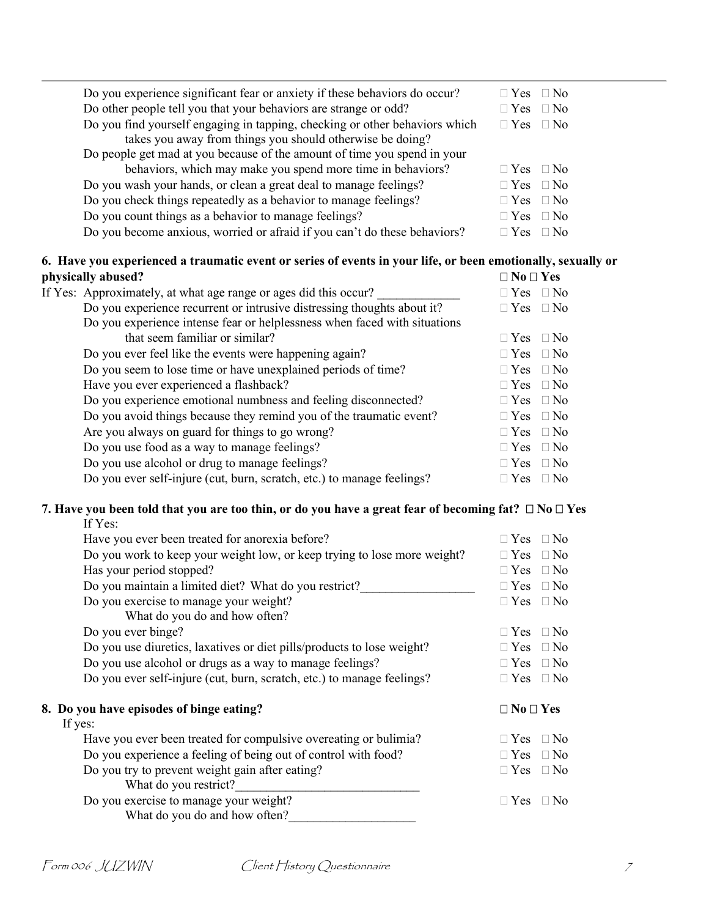Do you experience significant fear or anxiety if these behaviors do occur? ☐ Yes ☐ No
Do other people tell you that your behaviors are strange or odd? ☐ Yes ☐ No
Do you find yourself engaging in tapping, checking or other behaviors which takes you away from things you should otherwise be doing? ☐ Yes ☐ No
Do people get mad at you because of the amount of time you spend in your behaviors, which may make you spend more time in behaviors? ☐ Yes ☐ No
Do you wash your hands, or clean a great deal to manage feelings? ☐ Yes ☐ No
Do you check things repeatedly as a behavior to manage feelings? ☐ Yes ☐ No
Do you count things as a behavior to manage feelings? ☐ Yes ☐ No
Do you become anxious, worried or afraid if you can't do these behaviors? ☐ Yes ☐ No

**6. Have you experienced a traumatic event or series of events in your life, or been emotionally, sexually or physically abused?** ☐ **No** ☐ **Yes**

If Yes: Approximately, at what age range or ages did this occur? _____________ ☐ Yes ☐ No
Do you experience recurrent or intrusive distressing thoughts about it? ☐ Yes ☐ No
Do you experience intense fear or helplessness when faced with situations that seem familiar or similar? ☐ Yes ☐ No
Do you ever feel like the events were happening again? ☐ Yes ☐ No
Do you seem to lose time or have unexplained periods of time? ☐ Yes ☐ No
Have you ever experienced a flashback? ☐ Yes ☐ No
Do you experience emotional numbness and feeling disconnected? ☐ Yes ☐ No
Do you avoid things because they remind you of the traumatic event? ☐ Yes ☐ No
Are you always on guard for things to go wrong? ☐ Yes ☐ No
Do you use food as a way to manage feelings? ☐ Yes ☐ No
Do you use alcohol or drug to manage feelings? ☐ Yes ☐ No
Do you ever self-injure (cut, burn, scratch, etc.) to manage feelings? ☐ Yes ☐ No

**7. Have you been told that you are too thin, or do you have a great fear of becoming fat?** ☐ **No** ☐ **Yes**

If Yes:
Have you ever been treated for anorexia before? ☐ Yes ☐ No
Do you work to keep your weight low, or keep trying to lose more weight? ☐ Yes ☐ No
Has your period stopped? ☐ Yes ☐ No
Do you maintain a limited diet? What do you restrict?__________________ ☐ Yes ☐ No
Do you exercise to manage your weight? ☐ Yes ☐ No
What do you do and how often?
Do you ever binge? ☐ Yes ☐ No
Do you use diuretics, laxatives or diet pills/products to lose weight? ☐ Yes ☐ No
Do you use alcohol or drugs as a way to manage feelings? ☐ Yes ☐ No
Do you ever self-injure (cut, burn, scratch, etc.) to manage feelings? ☐ Yes ☐ No

**8. Do you have episodes of binge eating?** ☐ **No** ☐ **Yes**

If yes:
Have you ever been treated for compulsive overeating or bulimia? ☐ Yes ☐ No
Do you experience a feeling of being out of control with food? ☐ Yes ☐ No
Do you try to prevent weight gain after eating? ☐ Yes ☐ No
What do you restrict?_____________________________
Do you exercise to manage your weight? ☐ Yes ☐ No
What do you do and how often?____________________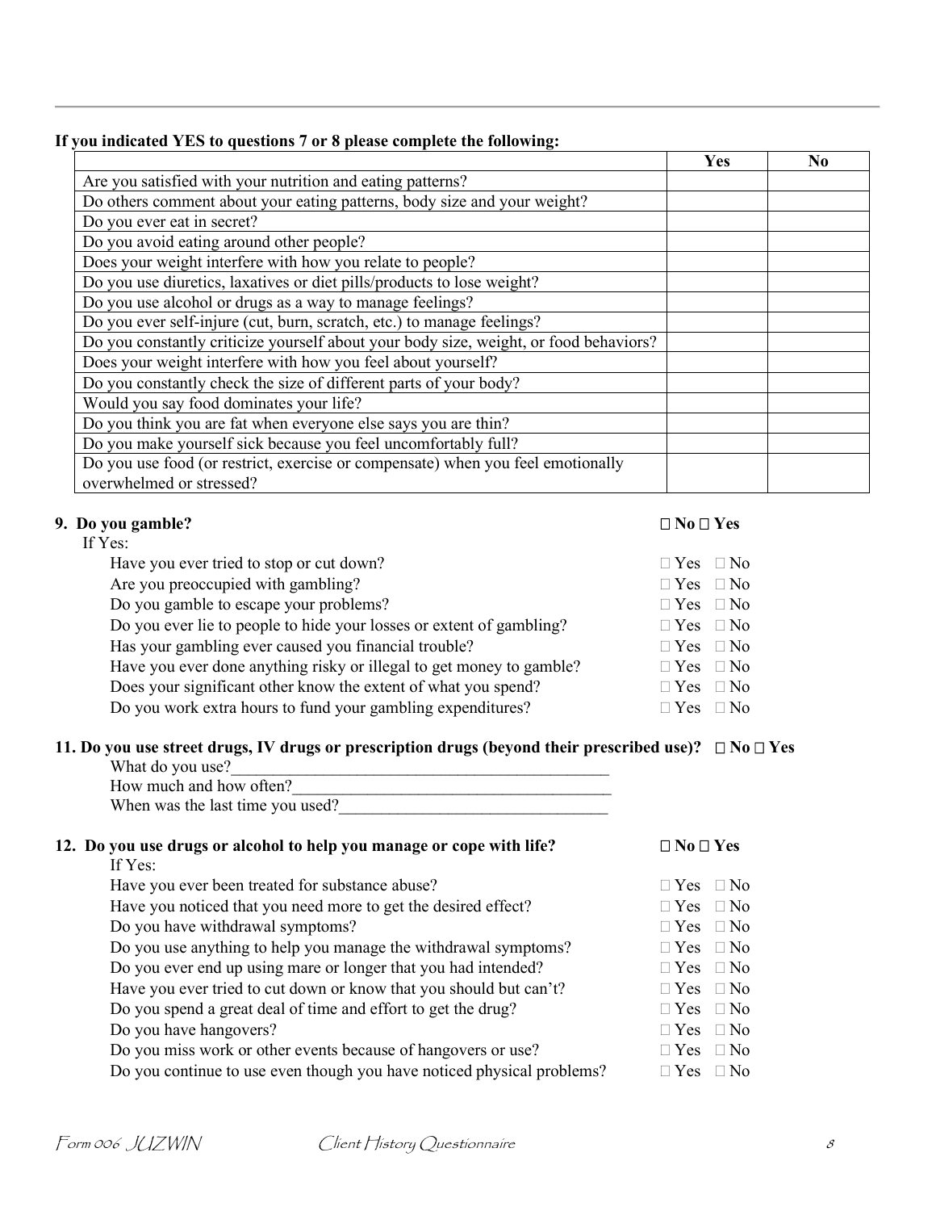**If you indicated YES to questions 7 or 8 please complete the following:**

| | Yes | No |
|---|---|---|
| Are you satisfied with your nutrition and eating patterns? | | |
| Do others comment about your eating patterns, body size and your weight? | | |
| Do you ever eat in secret? | | |
| Do you avoid eating around other people? | | |
| Does your weight interfere with how you relate to people? | | |
| Do you use diuretics, laxatives or diet pills/products to lose weight? | | |
| Do you use alcohol or drugs as a way to manage feelings? | | |
| Do you ever self-injure (cut, burn, scratch, etc.) to manage feelings? | | |
| Do you constantly criticize yourself about your body size, weight, or food behaviors? | | |
| Does your weight interfere with how you feel about yourself? | | |
| Do you constantly check the size of different parts of your body? | | |
| Would you say food dominates your life? | | |
| Do you think you are fat when everyone else says you are thin? | | |
| Do you make yourself sick because you feel uncomfortably full? | | |
| Do you use food (or restrict, exercise or compensate) when you feel emotionally overwhelmed or stressed? | | |

**9. Do you gamble?** ☐ No ☐ Yes

If Yes:

- Have you ever tried to stop or cut down? ☐ Yes ☐ No
- Are you preoccupied with gambling? ☐ Yes ☐ No
- Do you gamble to escape your problems? ☐ Yes ☐ No
- Do you ever lie to people to hide your losses or extent of gambling? ☐ Yes ☐ No
- Has your gambling ever caused you financial trouble? ☐ Yes ☐ No
- Have you ever done anything risky or illegal to get money to gamble? ☐ Yes ☐ No
- Does your significant other know the extent of what you spend? ☐ Yes ☐ No
- Do you work extra hours to fund your gambling expenditures? ☐ Yes ☐ No

**11. Do you use street drugs, IV drugs or prescription drugs (beyond their prescribed use)?** ☐ No ☐ Yes

What do you use?___________________________________________

How much and how often?_____________________________________

When was the last time you used?_________________________________

**12. Do you use drugs or alcohol to help you manage or cope with life?** ☐ No ☐ Yes

If Yes:

- Have you ever been treated for substance abuse? ☐ Yes ☐ No
- Have you noticed that you need more to get the desired effect? ☐ Yes ☐ No
- Do you have withdrawal symptoms? ☐ Yes ☐ No
- Do you use anything to help you manage the withdrawal symptoms? ☐ Yes ☐ No
- Do you ever end up using mare or longer that you had intended? ☐ Yes ☐ No
- Have you ever tried to cut down or know that you should but can't? ☐ Yes ☐ No
- Do you spend a great deal of time and effort to get the drug? ☐ Yes ☐ No
- Do you have hangovers? ☐ Yes ☐ No
- Do you miss work or other events because of hangovers or use? ☐ Yes ☐ No
- Do you continue to use even though you have noticed physical problems? ☐ Yes ☐ No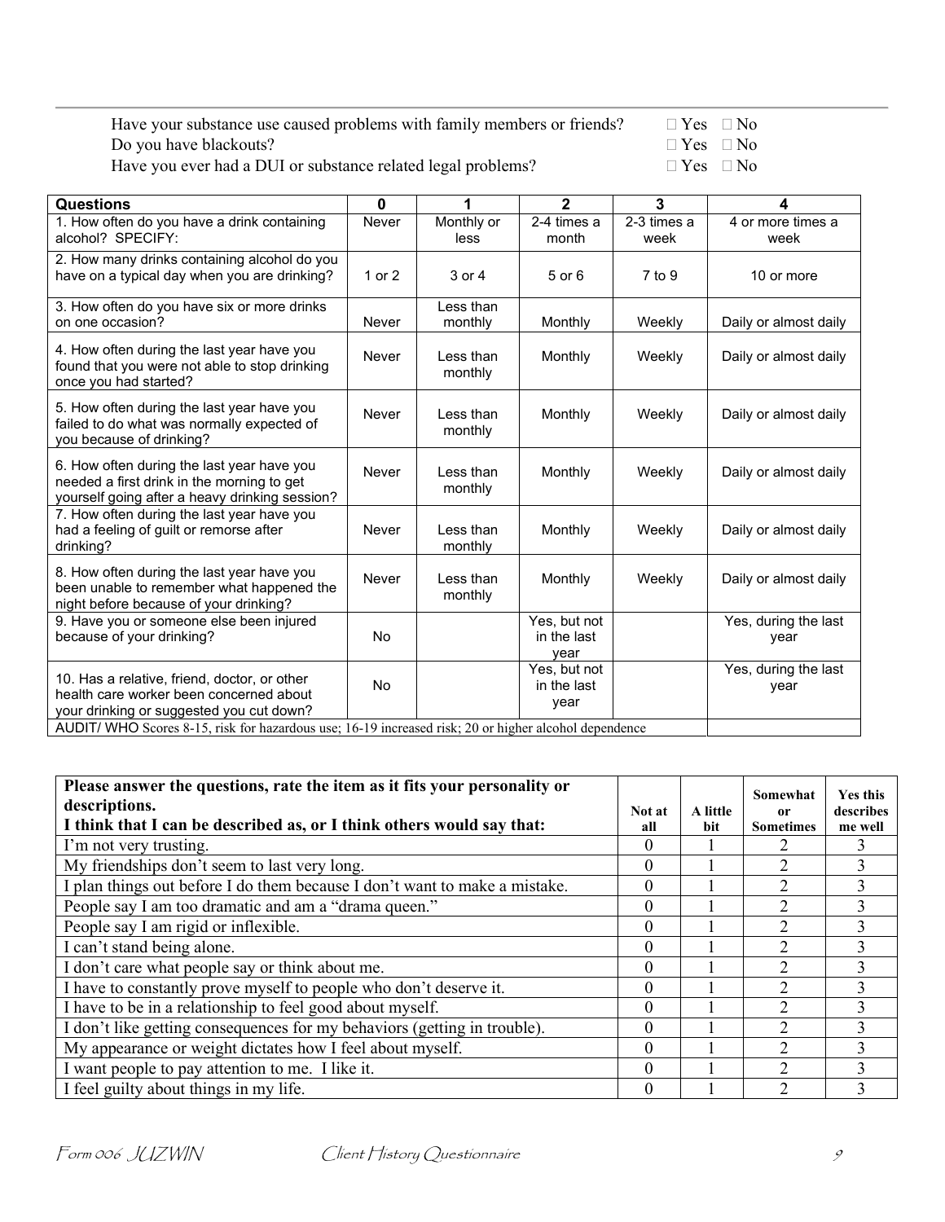Have your substance use caused problems with family members or friends? ☐ Yes ☐ No

Do you have blackouts? ☐ Yes ☐ No

Have you ever had a DUI or substance related legal problems? ☐ Yes ☐ No

| Questions | 0 | 1 | 2 | 3 | 4 |
|---|---|---|---|---|---|
| 1. How often do you have a drink containing alcohol? SPECIFY: | Never | Monthly or less | 2-4 times a month | 2-3 times a week | 4 or more times a week |
| 2. How many drinks containing alcohol do you have on a typical day when you are drinking? | 1 or 2 | 3 or 4 | 5 or 6 | 7 to 9 | 10 or more |
| 3. How often do you have six or more drinks on one occasion? | Never | Less than monthly | Monthly | Weekly | Daily or almost daily |
| 4. How often during the last year have you found that you were not able to stop drinking once you had started? | Never | Less than monthly | Monthly | Weekly | Daily or almost daily |
| 5. How often during the last year have you failed to do what was normally expected of you because of drinking? | Never | Less than monthly | Monthly | Weekly | Daily or almost daily |
| 6. How often during the last year have you needed a first drink in the morning to get yourself going after a heavy drinking session? | Never | Less than monthly | Monthly | Weekly | Daily or almost daily |
| 7. How often during the last year have you had a feeling of guilt or remorse after drinking? | Never | Less than monthly | Monthly | Weekly | Daily or almost daily |
| 8. How often during the last year have you been unable to remember what happened the night before because of your drinking? | Never | Less than monthly | Monthly | Weekly | Daily or almost daily |
| 9. Have you or someone else been injured because of your drinking? | No | | Yes, but not in the last year | | Yes, during the last year |
| 10. Has a relative, friend, doctor, or other health care worker been concerned about your drinking or suggested you cut down? | No | | Yes, but not in the last year | | Yes, during the last year |
| AUDIT/ WHO Scores 8-15, risk for hazardous use; 16-19 increased risk; 20 or higher alcohol dependence | | | | | |

| **Please answer the questions, rate the item as it fits your personality or descriptions. I think that I can be described as, or I think others would say that:** | **Not at all** | **A little bit** | **Somewhat or Sometimes** | **Yes this describes me well** |
|---|---|---|---|---|
| I'm not very trusting. | 0 | 1 | 2 | 3 |
| My friendships don't seem to last very long. | 0 | 1 | 2 | 3 |
| I plan things out before I do them because I don't want to make a mistake. | 0 | 1 | 2 | 3 |
| People say I am too dramatic and am a "drama queen." | 0 | 1 | 2 | 3 |
| People say I am rigid or inflexible. | 0 | 1 | 2 | 3 |
| I can't stand being alone. | 0 | 1 | 2 | 3 |
| I don't care what people say or think about me. | 0 | 1 | 2 | 3 |
| I have to constantly prove myself to people who don't deserve it. | 0 | 1 | 2 | 3 |
| I have to be in a relationship to feel good about myself. | 0 | 1 | 2 | 3 |
| I don't like getting consequences for my behaviors (getting in trouble). | 0 | 1 | 2 | 3 |
| My appearance or weight dictates how I feel about myself. | 0 | 1 | 2 | 3 |
| I want people to pay attention to me. I like it. | 0 | 1 | 2 | 3 |
| I feel guilty about things in my life. | 0 | 1 | 2 | 3 |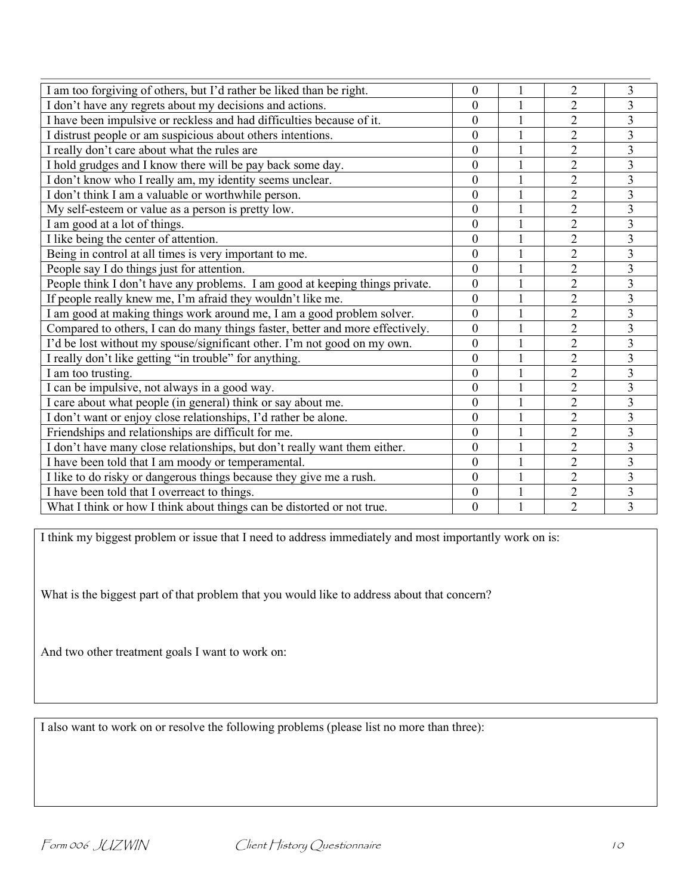| | | | | |
|---|---|---|---|---|
| I am too forgiving of others, but I'd rather be liked than be right. | 0 | 1 | 2 | 3 |
| I don't have any regrets about my decisions and actions. | 0 | 1 | 2 | 3 |
| I have been impulsive or reckless and had difficulties because of it. | 0 | 1 | 2 | 3 |
| I distrust people or am suspicious about others intentions. | 0 | 1 | 2 | 3 |
| I really don't care about what the rules are | 0 | 1 | 2 | 3 |
| I hold grudges and I know there will be pay back some day. | 0 | 1 | 2 | 3 |
| I don't know who I really am, my identity seems unclear. | 0 | 1 | 2 | 3 |
| I don't think I am a valuable or worthwhile person. | 0 | 1 | 2 | 3 |
| My self-esteem or value as a person is pretty low. | 0 | 1 | 2 | 3 |
| I am good at a lot of things. | 0 | 1 | 2 | 3 |
| I like being the center of attention. | 0 | 1 | 2 | 3 |
| Being in control at all times is very important to me. | 0 | 1 | 2 | 3 |
| People say I do things just for attention. | 0 | 1 | 2 | 3 |
| People think I don't have any problems. I am good at keeping things private. | 0 | 1 | 2 | 3 |
| If people really knew me, I'm afraid they wouldn't like me. | 0 | 1 | 2 | 3 |
| I am good at making things work around me, I am a good problem solver. | 0 | 1 | 2 | 3 |
| Compared to others, I can do many things faster, better and more effectively. | 0 | 1 | 2 | 3 |
| I'd be lost without my spouse/significant other. I'm not good on my own. | 0 | 1 | 2 | 3 |
| I really don't like getting "in trouble" for anything. | 0 | 1 | 2 | 3 |
| I am too trusting. | 0 | 1 | 2 | 3 |
| I can be impulsive, not always in a good way. | 0 | 1 | 2 | 3 |
| I care about what people (in general) think or say about me. | 0 | 1 | 2 | 3 |
| I don't want or enjoy close relationships, I'd rather be alone. | 0 | 1 | 2 | 3 |
| Friendships and relationships are difficult for me. | 0 | 1 | 2 | 3 |
| I don't have many close relationships, but don't really want them either. | 0 | 1 | 2 | 3 |
| I have been told that I am moody or temperamental. | 0 | 1 | 2 | 3 |
| I like to do risky or dangerous things because they give me a rush. | 0 | 1 | 2 | 3 |
| I have been told that I overreact to things. | 0 | 1 | 2 | 3 |
| What I think or how I think about things can be distorted or not true. | 0 | 1 | 2 | 3 |

I think my biggest problem or issue that I need to address immediately and most importantly work on is:

What is the biggest part of that problem that you would like to address about that concern?

And two other treatment goals I want to work on:

I also want to work on or resolve the following problems (please list no more than three):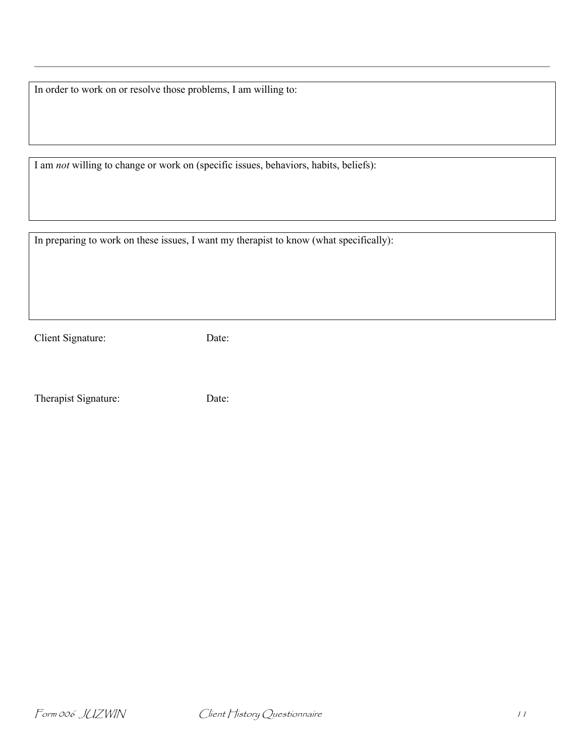In order to work on or resolve those problems, I am willing to:

I am *not* willing to change or work on (specific issues, behaviors, habits, beliefs):

In preparing to work on these issues, I want my therapist to know (what specifically):

Client Signature: Date:

Therapist Signature: Date: